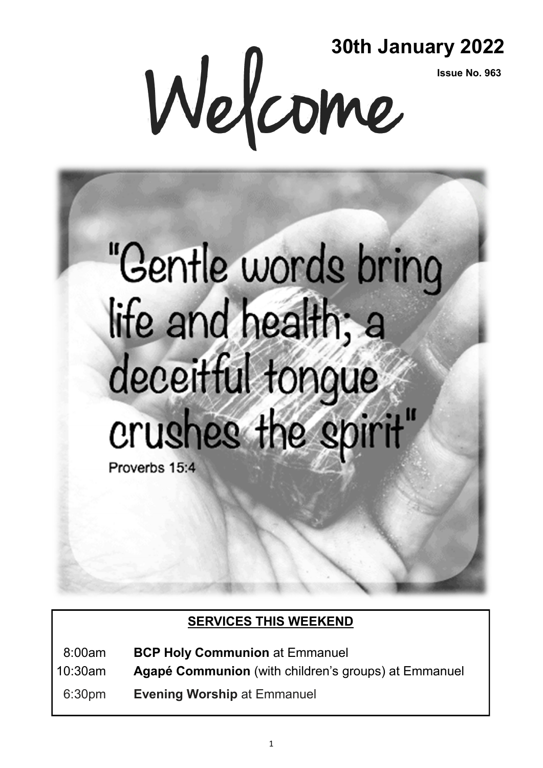# Welcome

**30th January 2022**

**Issue No. 963**

"Gentle words bring life and health; a deceitful tongue crushes the spirit"

Proverbs 15:4

## SERVICES THIS WEEKEND

| | |
|---|---|
| 8:00am | **BCP Holy Communion** at Emmanuel |
| 10:30am | **Agapé Communion** (with children's groups) at Emmanuel |
| 6:30pm | **Evening Worship** at Emmanuel |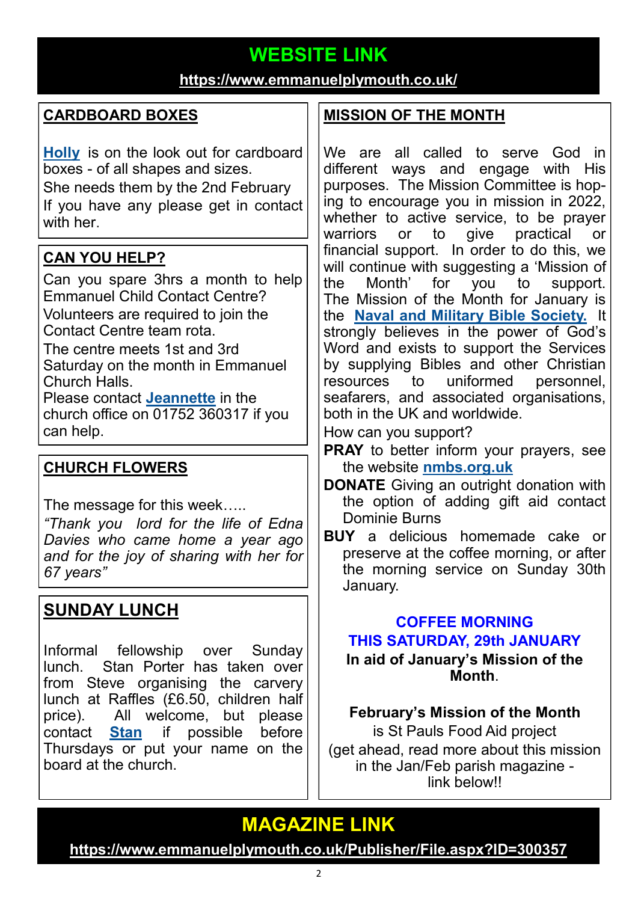## WEBSITE LINK

**https://www.emmanuelplymouth.co.uk/**

### CARDBOARD BOXES

**Holly** is on the look out for cardboard boxes - of all shapes and sizes.
She needs them by the 2nd February
If you have any please get in contact with her.

### CAN YOU HELP?

Can you spare 3hrs a month to help Emmanuel Child Contact Centre?
Volunteers are required to join the Contact Centre team rota.
The centre meets 1st and 3rd Saturday on the month in Emmanuel Church Halls.
Please contact **Jeannette** in the church office on 01752 360317 if you can help.

### CHURCH FLOWERS

The message for this week…..
*"Thank you lord for the life of Edna Davies who came home a year ago and for the joy of sharing with her for 67 years"*

### SUNDAY LUNCH

Informal fellowship over Sunday lunch. Stan Porter has taken over from Steve organising the carvery lunch at Raffles (£6.50, children half price). All welcome, but please contact **Stan** if possible before Thursdays or put your name on the board at the church.

### MISSION OF THE MONTH

We are all called to serve God in different ways and engage with His purposes. The Mission Committee is hoping to encourage you in mission in 2022, whether to active service, to be prayer warriors or to give practical or financial support. In order to do this, we will continue with suggesting a 'Mission of the Month' for you to support. The Mission of the Month for January is the **Naval and Military Bible Society.** It strongly believes in the power of God's Word and exists to support the Services by supplying Bibles and other Christian resources to uniformed personnel, seafarers, and associated organisations, both in the UK and worldwide.

How can you support?

- **PRAY** to better inform your prayers, see the website **nmbs.org.uk**
- **DONATE** Giving an outright donation with the option of adding gift aid contact Dominie Burns
- **BUY** a delicious homemade cake or preserve at the coffee morning, or after the morning service on Sunday 30th January.

**COFFEE MORNING**
**THIS SATURDAY, 29th JANUARY**
**In aid of January's Mission of the Month**.

**February's Mission of the Month**
is St Pauls Food Aid project
(get ahead, read more about this mission in the Jan/Feb parish magazine - link below!!

## MAGAZINE LINK

**https://www.emmanuelplymouth.co.uk/Publisher/File.aspx?ID=300357**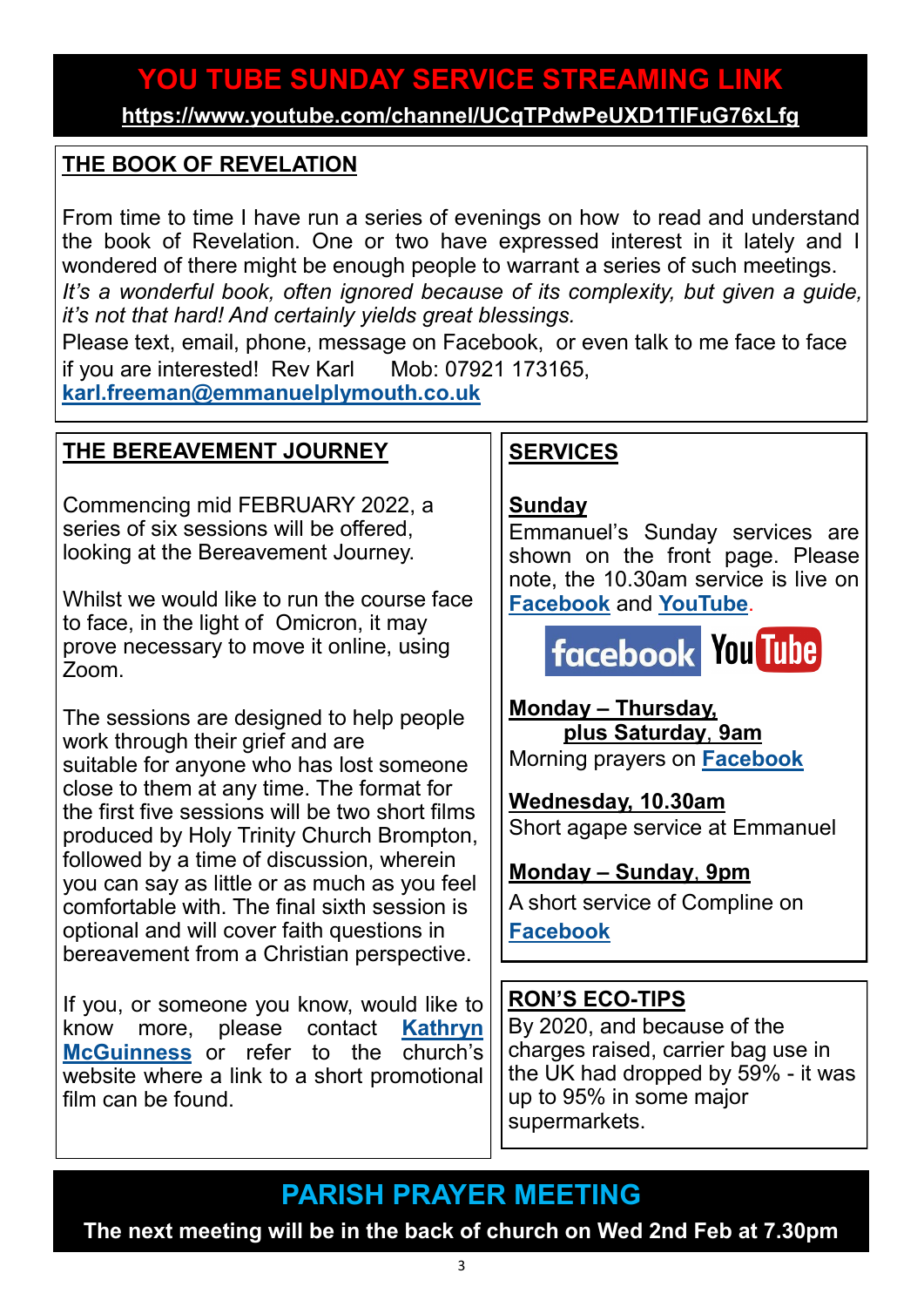## YOU TUBE SUNDAY SERVICE STREAMING LINK

**https://www.youtube.com/channel/UCqTPdwPeUXD1TlFuG76xLfg**

## THE BOOK OF REVELATION

From time to time I have run a series of evenings on how to read and understand the book of Revelation. One or two have expressed interest in it lately and I wondered of there might be enough people to warrant a series of such meetings. *It's a wonderful book, often ignored because of its complexity, but given a guide, it's not that hard! And certainly yields great blessings.*

Please text, email, phone, message on Facebook, or even talk to me face to face if you are interested! Rev Karl Mob: 07921 173165, **karl.freeman@emmanuelplymouth.co.uk**

## THE BEREAVEMENT JOURNEY

Commencing mid FEBRUARY 2022, a series of six sessions will be offered, looking at the Bereavement Journey.

Whilst we would like to run the course face to face, in the light of Omicron, it may prove necessary to move it online, using Zoom.

The sessions are designed to help people work through their grief and are suitable for anyone who has lost someone close to them at any time. The format for the first five sessions will be two short films produced by Holy Trinity Church Brompton, followed by a time of discussion, wherein you can say as little or as much as you feel comfortable with. The final sixth session is optional and will cover faith questions in bereavement from a Christian perspective.

If you, or someone you know, would like to know more, please contact **Kathryn McGuinness** or refer to the church's website where a link to a short promotional film can be found.

## SERVICES

**Sunday**

Emmanuel's Sunday services are shown on the front page. Please note, the 10.30am service is live on **Facebook** and **YouTube**.

**Monday – Thursday, plus Saturday, 9am**

Morning prayers on **Facebook**

**Wednesday, 10.30am**

Short agape service at Emmanuel

**Monday – Sunday, 9pm**

A short service of Compline on **Facebook**

## RON'S ECO-TIPS

By 2020, and because of the charges raised, carrier bag use in the UK had dropped by 59% - it was up to 95% in some major supermarkets.

## PARISH PRAYER MEETING

**The next meeting will be in the back of church on Wed 2nd Feb at 7.30pm**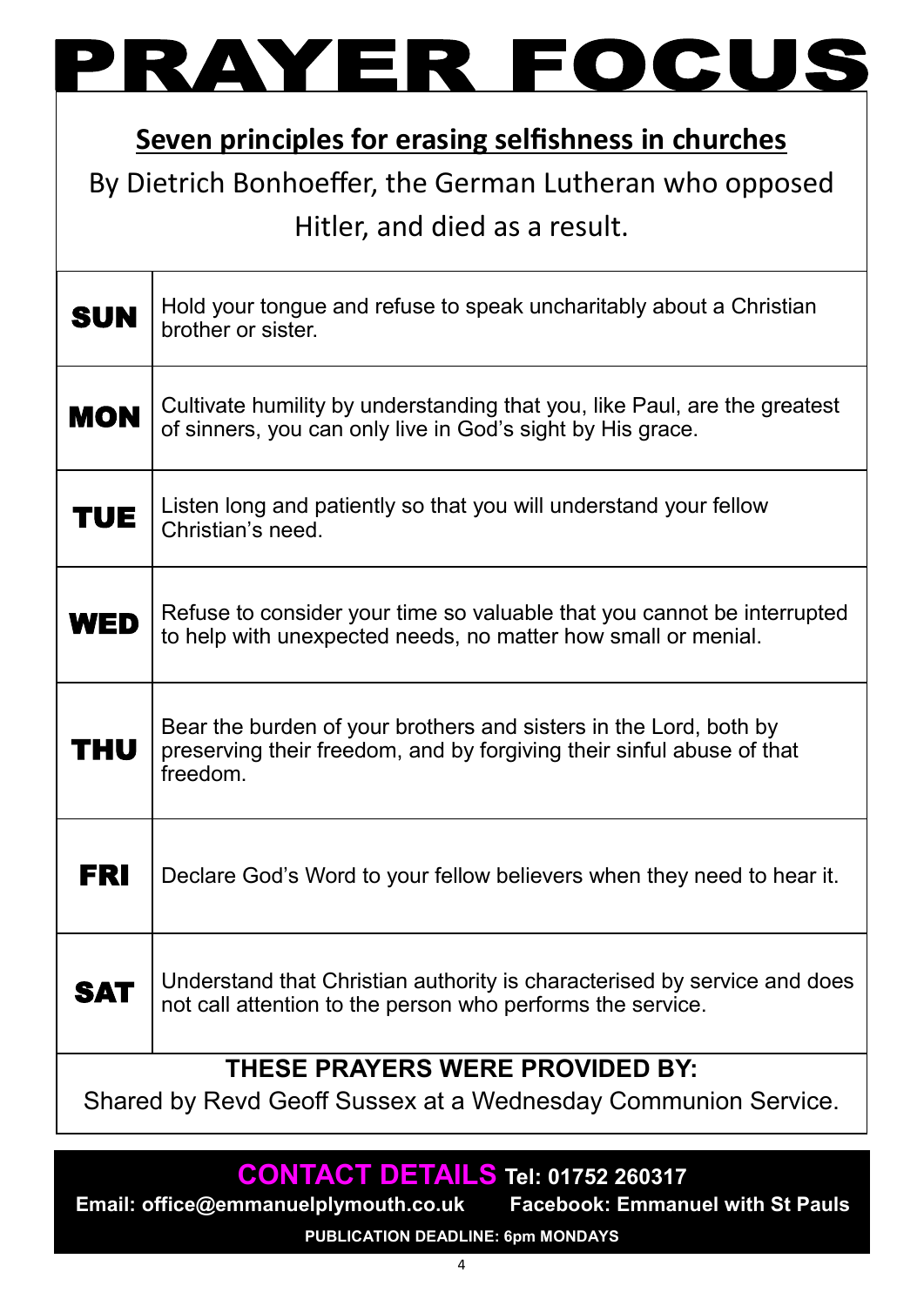# PRAYER FOCUS

## Seven principles for erasing selfishness in churches

By Dietrich Bonhoeffer, the German Lutheran who opposed Hitler, and died as a result.

| | |
|---|---|
| **SUN** | Hold your tongue and refuse to speak uncharitably about a Christian brother or sister. |
| **MON** | Cultivate humility by understanding that you, like Paul, are the greatest of sinners, you can only live in God's sight by His grace. |
| **TUE** | Listen long and patiently so that you will understand your fellow Christian's need. |
| **WED** | Refuse to consider your time so valuable that you cannot be interrupted to help with unexpected needs, no matter how small or menial. |
| **THU** | Bear the burden of your brothers and sisters in the Lord, both by preserving their freedom, and by forgiving their sinful abuse of that freedom. |
| **FRI** | Declare God's Word to your fellow believers when they need to hear it. |
| **SAT** | Understand that Christian authority is characterised by service and does not call attention to the person who performs the service. |

**THESE PRAYERS WERE PROVIDED BY:**

Shared by Revd Geoff Sussex at a Wednesday Communion Service.

**CONTACT DETAILS Tel: 01752 260317**

**Email: office@emmanuelplymouth.co.uk** **Facebook: Emmanuel with St Pauls**

**PUBLICATION DEADLINE: 6pm MONDAYS**